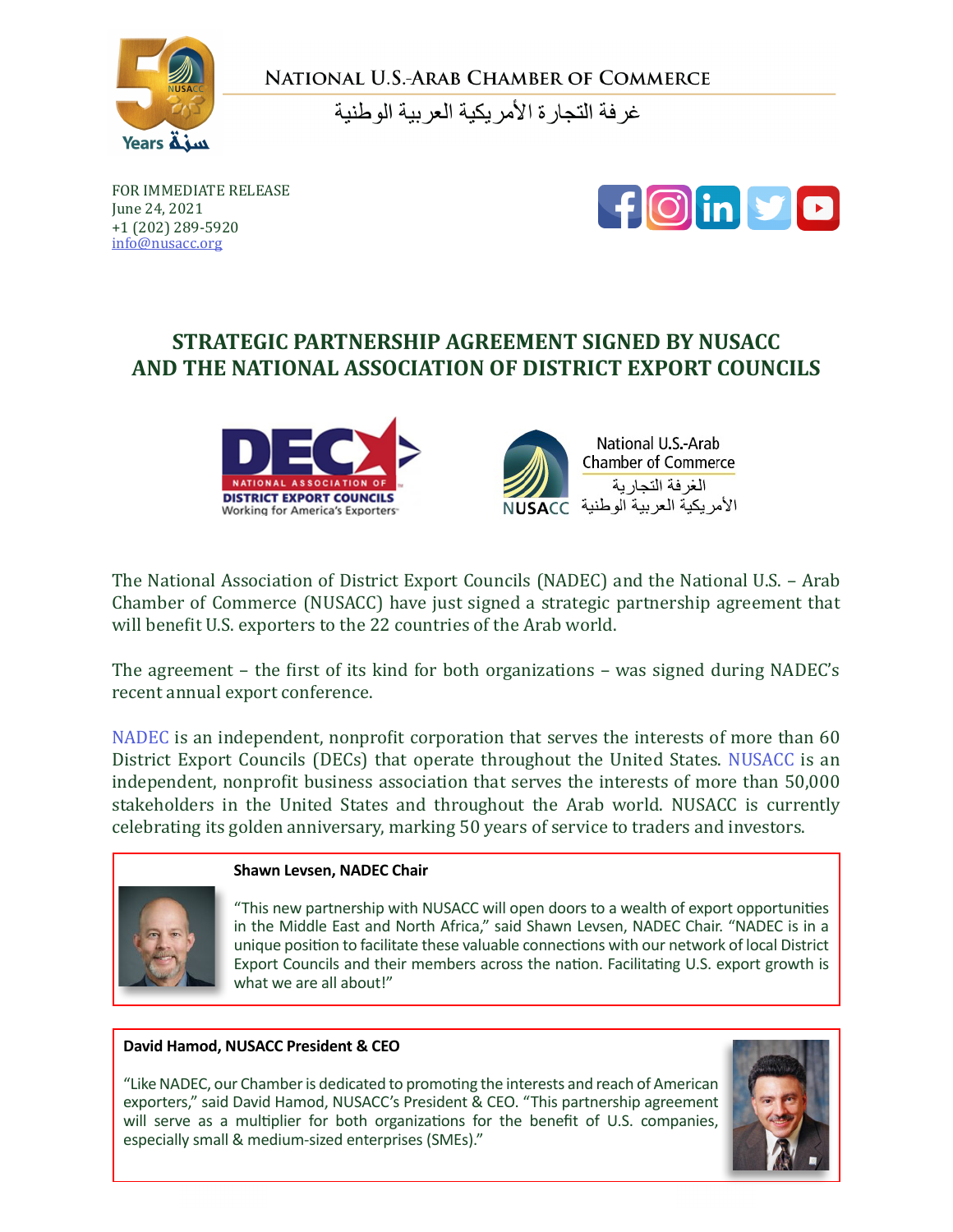**NATIONAL U.S.-ARAB CHAMBER OF COMMERCE**

غرفة التجارة الأمريكية العربية الوطنية

FOR IMMEDIATE RELEASE
June 24, 2021
+1 (202) 289-5920
info@nusacc.org

# STRATEGIC PARTNERSHIP AGREEMENT SIGNED BY NUSACC AND THE NATIONAL ASSOCIATION OF DISTRICT EXPORT COUNCILS

The National Association of District Export Councils (NADEC) and the National U.S. – Arab Chamber of Commerce (NUSACC) have just signed a strategic partnership agreement that will benefit U.S. exporters to the 22 countries of the Arab world.

The agreement – the first of its kind for both organizations – was signed during NADEC's recent annual export conference.

NADEC is an independent, nonprofit corporation that serves the interests of more than 60 District Export Councils (DECs) that operate throughout the United States. NUSACC is an independent, nonprofit business association that serves the interests of more than 50,000 stakeholders in the United States and throughout the Arab world. NUSACC is currently celebrating its golden anniversary, marking 50 years of service to traders and investors.

**Shawn Levsen, NADEC Chair**

"This new partnership with NUSACC will open doors to a wealth of export opportunities in the Middle East and North Africa," said Shawn Levsen, NADEC Chair. "NADEC is in a unique position to facilitate these valuable connections with our network of local District Export Councils and their members across the nation. Facilitating U.S. export growth is what we are all about!"

**David Hamod, NUSACC President & CEO**

"Like NADEC, our Chamber is dedicated to promoting the interests and reach of American exporters," said David Hamod, NUSACC's President & CEO. "This partnership agreement will serve as a multiplier for both organizations for the benefit of U.S. companies, especially small & medium-sized enterprises (SMEs)."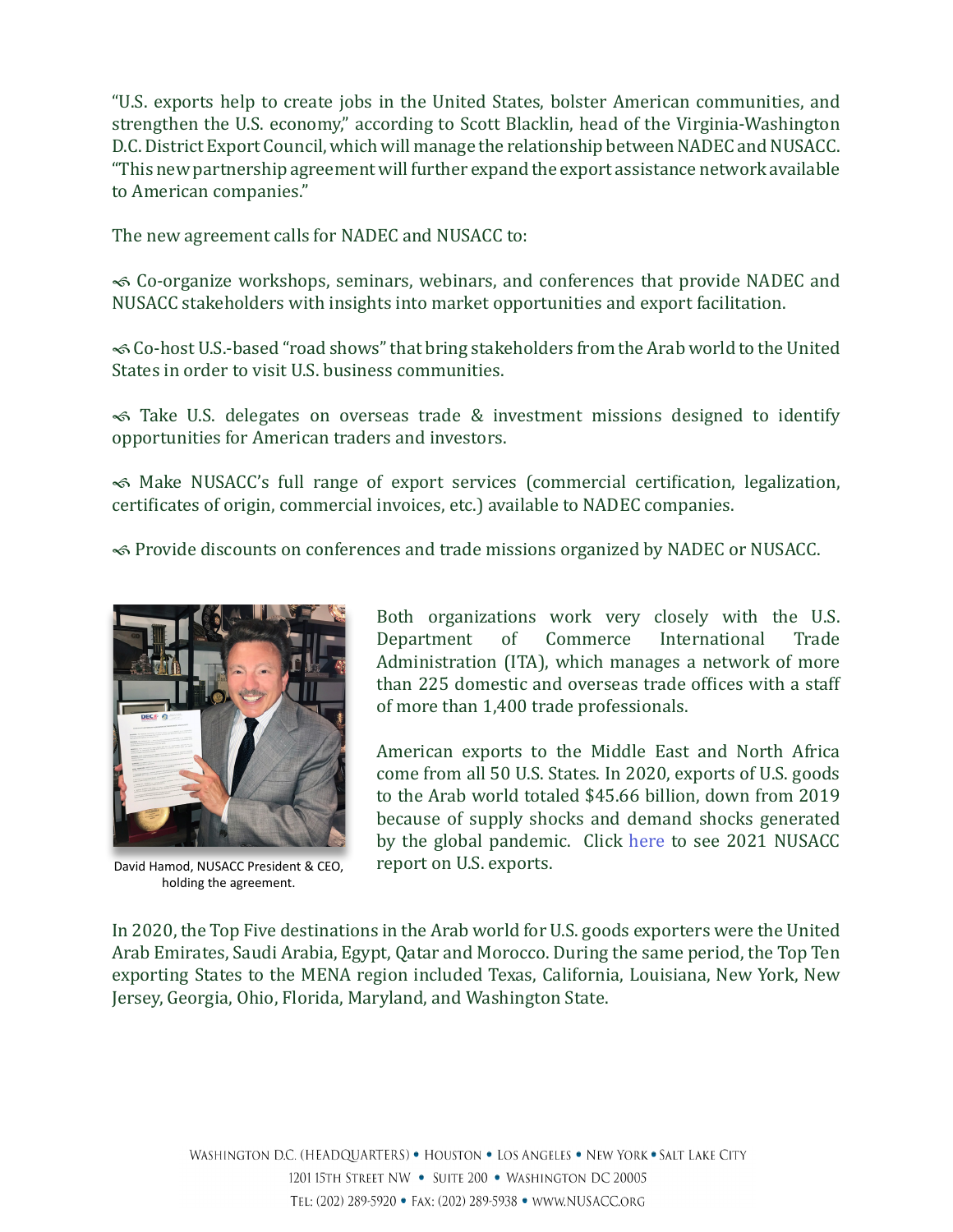"U.S. exports help to create jobs in the United States, bolster American communities, and strengthen the U.S. economy," according to Scott Blacklin, head of the Virginia-Washington D.C. District Export Council, which will manage the relationship between NADEC and NUSACC. "This new partnership agreement will further expand the export assistance network available to American companies."

The new agreement calls for NADEC and NUSACC to:

- Co-organize workshops, seminars, webinars, and conferences that provide NADEC and NUSACC stakeholders with insights into market opportunities and export facilitation.

- Co-host U.S.-based "road shows" that bring stakeholders from the Arab world to the United States in order to visit U.S. business communities.

- Take U.S. delegates on overseas trade & investment missions designed to identify opportunities for American traders and investors.

- Make NUSACC's full range of export services (commercial certification, legalization, certificates of origin, commercial invoices, etc.) available to NADEC companies.

- Provide discounts on conferences and trade missions organized by NADEC or NUSACC.

David Hamod, NUSACC President & CEO, holding the agreement.

Both organizations work very closely with the U.S. Department of Commerce International Trade Administration (ITA), which manages a network of more than 225 domestic and overseas trade offices with a staff of more than 1,400 trade professionals.

American exports to the Middle East and North Africa come from all 50 U.S. States. In 2020, exports of U.S. goods to the Arab world totaled $45.66 billion, down from 2019 because of supply shocks and demand shocks generated by the global pandemic. Click here to see 2021 NUSACC report on U.S. exports.

In 2020, the Top Five destinations in the Arab world for U.S. goods exporters were the United Arab Emirates, Saudi Arabia, Egypt, Qatar and Morocco. During the same period, the Top Ten exporting States to the MENA region included Texas, California, Louisiana, New York, New Jersey, Georgia, Ohio, Florida, Maryland, and Washington State.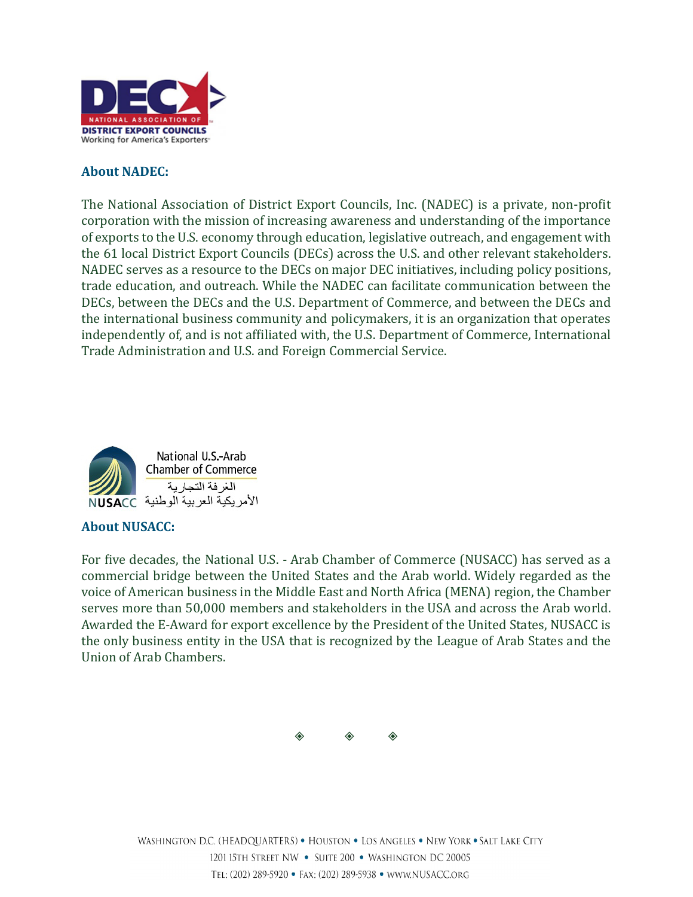DEC

NATIONAL ASSOCIATION OF DISTRICT EXPORT COUNCILS

Working for America's Exporters

## About NADEC:

The National Association of District Export Councils, Inc. (NADEC) is a private, non-profit corporation with the mission of increasing awareness and understanding of the importance of exports to the U.S. economy through education, legislative outreach, and engagement with the 61 local District Export Councils (DECs) across the U.S. and other relevant stakeholders. NADEC serves as a resource to the DECs on major DEC initiatives, including policy positions, trade education, and outreach. While the NADEC can facilitate communication between the DECs, between the DECs and the U.S. Department of Commerce, and between the DECs and the international business community and policymakers, it is an organization that operates independently of, and is not affiliated with, the U.S. Department of Commerce, International Trade Administration and U.S. and Foreign Commercial Service.

National U.S.-Arab Chamber of Commerce

الغرفة التجارية الأمريكية العربية الوطنية

NUSACC

## About NUSACC:

For five decades, the National U.S. - Arab Chamber of Commerce (NUSACC) has served as a commercial bridge between the United States and the Arab world. Widely regarded as the voice of American business in the Middle East and North Africa (MENA) region, the Chamber serves more than 50,000 members and stakeholders in the USA and across the Arab world. Awarded the E-Award for export excellence by the President of the United States, NUSACC is the only business entity in the USA that is recognized by the League of Arab States and the Union of Arab Chambers.

◈ ◈ ◈

Washington D.C. (Headquarters) • Houston • Los Angeles • New York • Salt Lake City

1201 15th Street NW • Suite 200 • Washington DC 20005

Tel: (202) 289-5920 • Fax: (202) 289-5938 • www.NUSACC.org